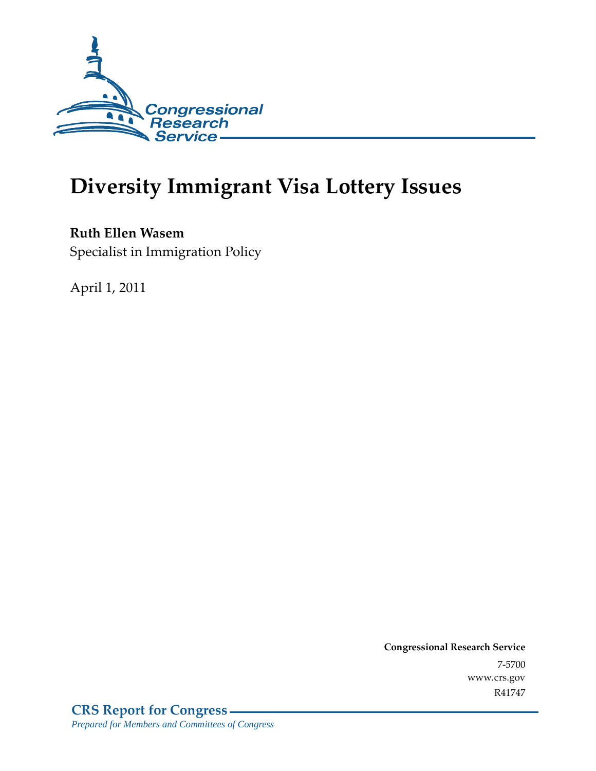Congressional Research Service

# Diversity Immigrant Visa Lottery Issues

**Ruth Ellen Wasem**
Specialist in Immigration Policy

April 1, 2011

**Congressional Research Service**
7-5700
www.crs.gov
R41747

**CRS Report for Congress**
*Prepared for Members and Committees of Congress*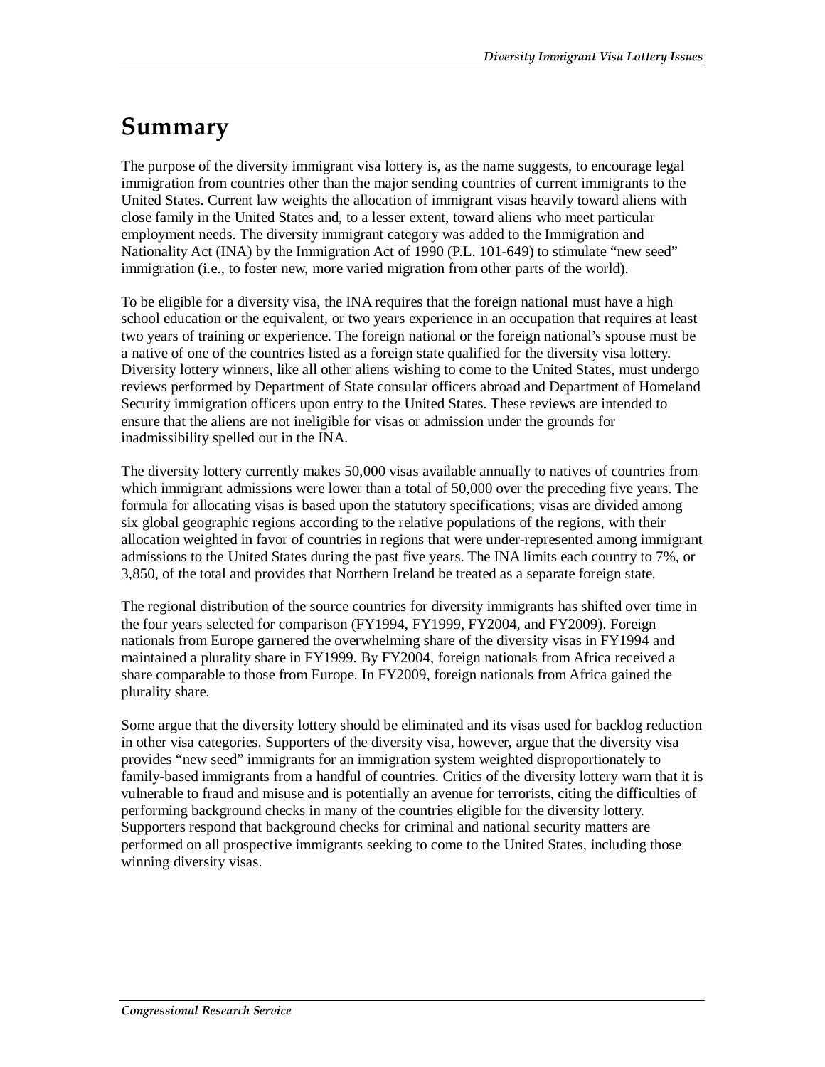# Summary

The purpose of the diversity immigrant visa lottery is, as the name suggests, to encourage legal immigration from countries other than the major sending countries of current immigrants to the United States. Current law weights the allocation of immigrant visas heavily toward aliens with close family in the United States and, to a lesser extent, toward aliens who meet particular employment needs. The diversity immigrant category was added to the Immigration and Nationality Act (INA) by the Immigration Act of 1990 (P.L. 101-649) to stimulate "new seed" immigration (i.e., to foster new, more varied migration from other parts of the world).

To be eligible for a diversity visa, the INA requires that the foreign national must have a high school education or the equivalent, or two years experience in an occupation that requires at least two years of training or experience. The foreign national or the foreign national's spouse must be a native of one of the countries listed as a foreign state qualified for the diversity visa lottery. Diversity lottery winners, like all other aliens wishing to come to the United States, must undergo reviews performed by Department of State consular officers abroad and Department of Homeland Security immigration officers upon entry to the United States. These reviews are intended to ensure that the aliens are not ineligible for visas or admission under the grounds for inadmissibility spelled out in the INA.

The diversity lottery currently makes 50,000 visas available annually to natives of countries from which immigrant admissions were lower than a total of 50,000 over the preceding five years. The formula for allocating visas is based upon the statutory specifications; visas are divided among six global geographic regions according to the relative populations of the regions, with their allocation weighted in favor of countries in regions that were under-represented among immigrant admissions to the United States during the past five years. The INA limits each country to 7%, or 3,850, of the total and provides that Northern Ireland be treated as a separate foreign state.

The regional distribution of the source countries for diversity immigrants has shifted over time in the four years selected for comparison (FY1994, FY1999, FY2004, and FY2009). Foreign nationals from Europe garnered the overwhelming share of the diversity visas in FY1994 and maintained a plurality share in FY1999. By FY2004, foreign nationals from Africa received a share comparable to those from Europe. In FY2009, foreign nationals from Africa gained the plurality share.

Some argue that the diversity lottery should be eliminated and its visas used for backlog reduction in other visa categories. Supporters of the diversity visa, however, argue that the diversity visa provides "new seed" immigrants for an immigration system weighted disproportionately to family-based immigrants from a handful of countries. Critics of the diversity lottery warn that it is vulnerable to fraud and misuse and is potentially an avenue for terrorists, citing the difficulties of performing background checks in many of the countries eligible for the diversity lottery. Supporters respond that background checks for criminal and national security matters are performed on all prospective immigrants seeking to come to the United States, including those winning diversity visas.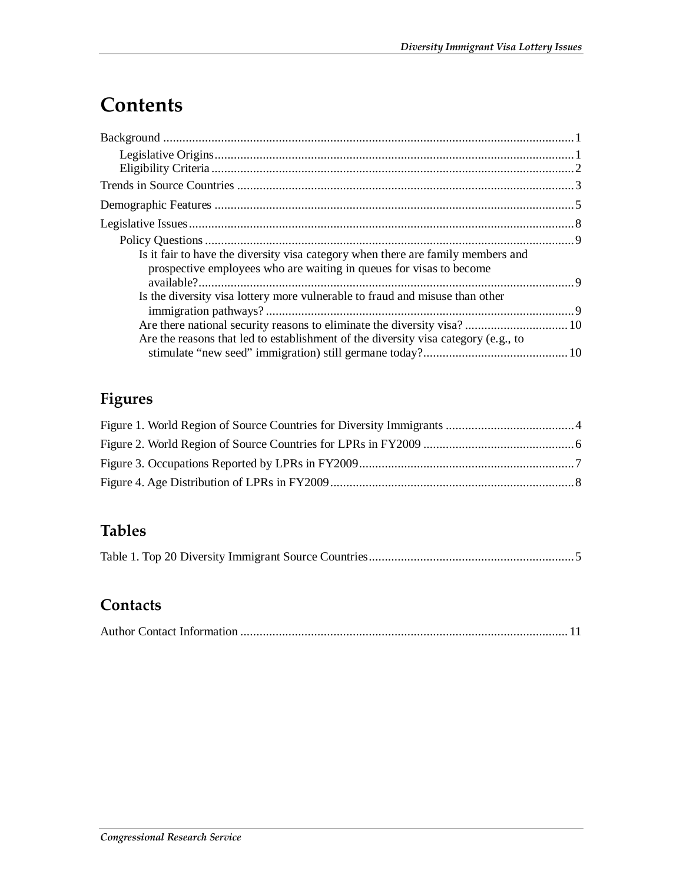# Contents

Background ........................................................................................................................ 1

Legislative Origins ......................................................................................................... 1

Eligibility Criteria ........................................................................................................... 2

Trends in Source Countries ................................................................................................. 3

Demographic Features ........................................................................................................ 5

Legislative Issues ................................................................................................................ 8

Policy Questions ............................................................................................................. 9

Is it fair to have the diversity visa category when there are family members and prospective employees who are waiting in queues for visas to become available? .......................................................................................................... 9

Is the diversity visa lottery more vulnerable to fraud and misuse than other immigration pathways? ....................................................................................... 9

Are there national security reasons to eliminate the diversity visa? ............................... 10

Are the reasons that led to establishment of the diversity visa category (e.g., to stimulate "new seed" immigration) still germane today? ......................................... 10

## Figures

Figure 1. World Region of Source Countries for Diversity Immigrants ..................................... 4

Figure 2. World Region of Source Countries for LPRs in FY2009 ............................................ 6

Figure 3. Occupations Reported by LPRs in FY2009 ............................................................... 7

Figure 4. Age Distribution of LPRs in FY2009 ......................................................................... 8

## Tables

Table 1. Top 20 Diversity Immigrant Source Countries ............................................................. 5

## Contacts

Author Contact Information ....................................................................................................... 11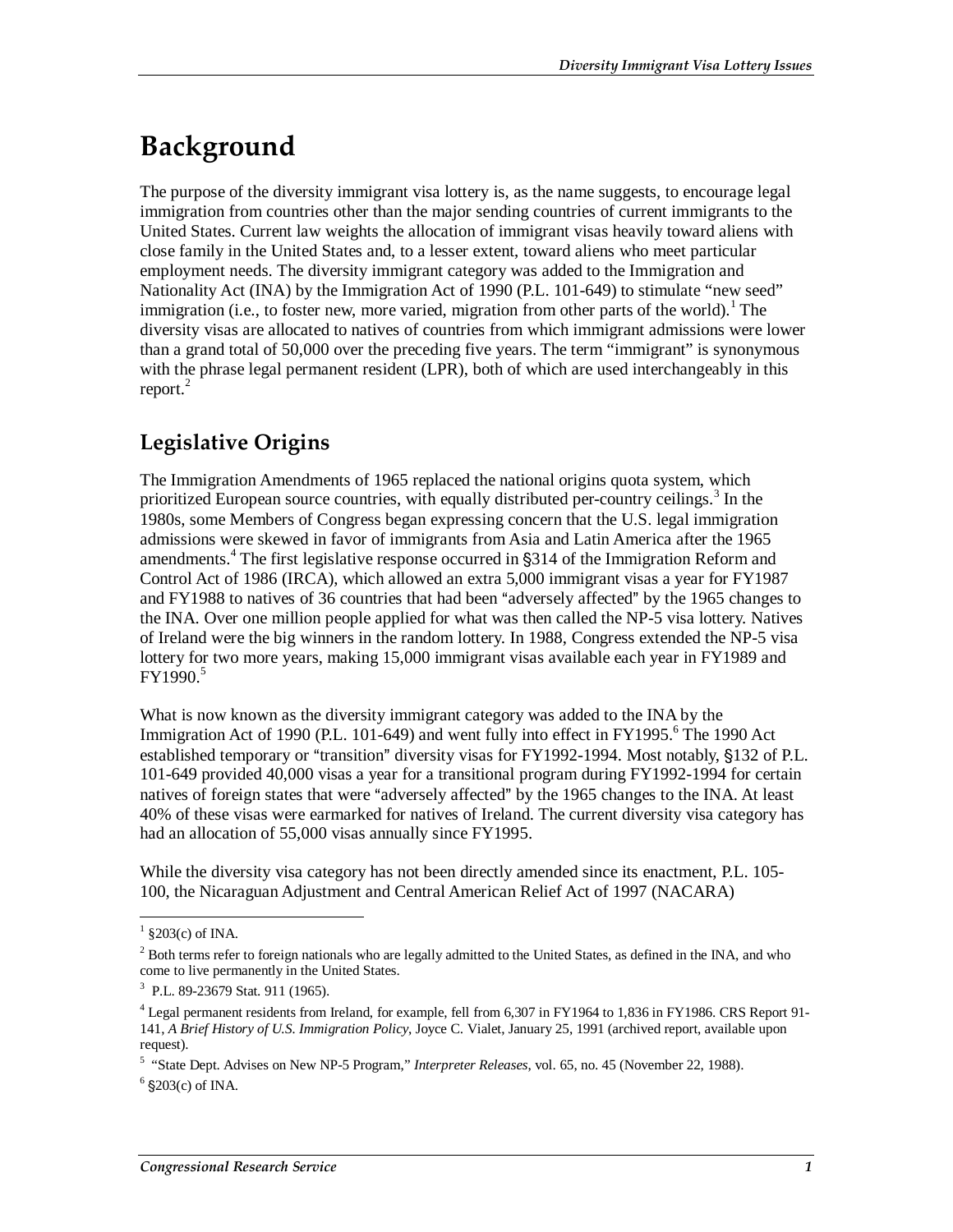# Background

The purpose of the diversity immigrant visa lottery is, as the name suggests, to encourage legal immigration from countries other than the major sending countries of current immigrants to the United States. Current law weights the allocation of immigrant visas heavily toward aliens with close family in the United States and, to a lesser extent, toward aliens who meet particular employment needs. The diversity immigrant category was added to the Immigration and Nationality Act (INA) by the Immigration Act of 1990 (P.L. 101-649) to stimulate "new seed" immigration (i.e., to foster new, more varied, migration from other parts of the world).[1] The diversity visas are allocated to natives of countries from which immigrant admissions were lower than a grand total of 50,000 over the preceding five years. The term "immigrant" is synonymous with the phrase legal permanent resident (LPR), both of which are used interchangeably in this report.[2]

## Legislative Origins

The Immigration Amendments of 1965 replaced the national origins quota system, which prioritized European source countries, with equally distributed per-country ceilings.[3] In the 1980s, some Members of Congress began expressing concern that the U.S. legal immigration admissions were skewed in favor of immigrants from Asia and Latin America after the 1965 amendments.[4] The first legislative response occurred in §314 of the Immigration Reform and Control Act of 1986 (IRCA), which allowed an extra 5,000 immigrant visas a year for FY1987 and FY1988 to natives of 36 countries that had been "adversely affected" by the 1965 changes to the INA. Over one million people applied for what was then called the NP-5 visa lottery. Natives of Ireland were the big winners in the random lottery. In 1988, Congress extended the NP-5 visa lottery for two more years, making 15,000 immigrant visas available each year in FY1989 and FY1990.[5]

What is now known as the diversity immigrant category was added to the INA by the Immigration Act of 1990 (P.L. 101-649) and went fully into effect in FY1995.[6] The 1990 Act established temporary or "transition" diversity visas for FY1992-1994. Most notably, §132 of P.L. 101-649 provided 40,000 visas a year for a transitional program during FY1992-1994 for certain natives of foreign states that were "adversely affected" by the 1965 changes to the INA. At least 40% of these visas were earmarked for natives of Ireland. The current diversity visa category has had an allocation of 55,000 visas annually since FY1995.

While the diversity visa category has not been directly amended since its enactment, P.L. 105-100, the Nicaraguan Adjustment and Central American Relief Act of 1997 (NACARA)

---

[1] §203(c) of INA.

[2] Both terms refer to foreign nationals who are legally admitted to the United States, as defined in the INA, and who come to live permanently in the United States.

[3] P.L. 89-23679 Stat. 911 (1965).

[4] Legal permanent residents from Ireland, for example, fell from 6,307 in FY1964 to 1,836 in FY1986. CRS Report 91-141, *A Brief History of U.S. Immigration Policy*, Joyce C. Vialet, January 25, 1991 (archived report, available upon request).

[5] "State Dept. Advises on New NP-5 Program," *Interpreter Releases*, vol. 65, no. 45 (November 22, 1988).

[6] §203(c) of INA.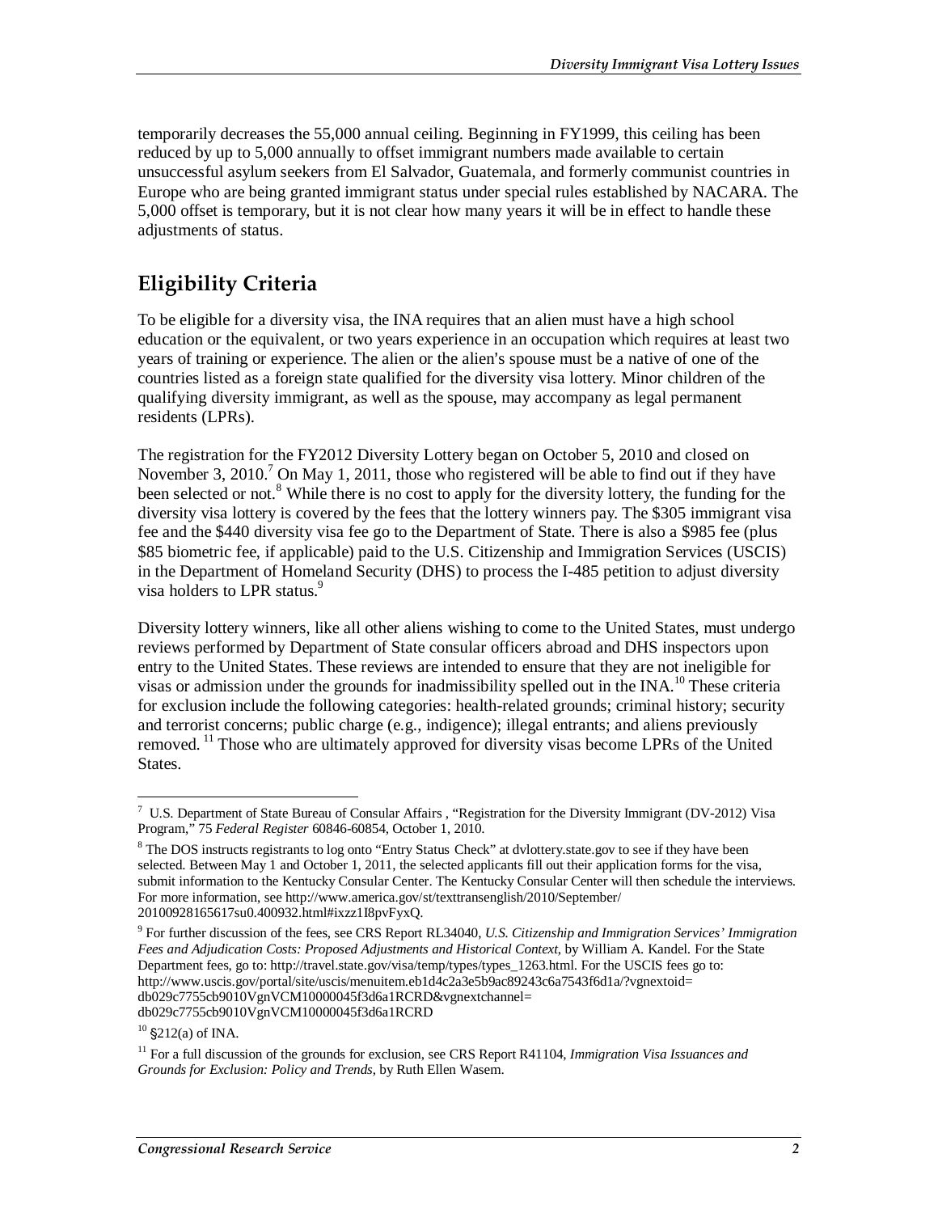temporarily decreases the 55,000 annual ceiling. Beginning in FY1999, this ceiling has been reduced by up to 5,000 annually to offset immigrant numbers made available to certain unsuccessful asylum seekers from El Salvador, Guatemala, and formerly communist countries in Europe who are being granted immigrant status under special rules established by NACARA. The 5,000 offset is temporary, but it is not clear how many years it will be in effect to handle these adjustments of status.

## Eligibility Criteria

To be eligible for a diversity visa, the INA requires that an alien must have a high school education or the equivalent, or two years experience in an occupation which requires at least two years of training or experience. The alien or the alien's spouse must be a native of one of the countries listed as a foreign state qualified for the diversity visa lottery. Minor children of the qualifying diversity immigrant, as well as the spouse, may accompany as legal permanent residents (LPRs).

The registration for the FY2012 Diversity Lottery began on October 5, 2010 and closed on November 3, 2010.[7] On May 1, 2011, those who registered will be able to find out if they have been selected or not.[8] While there is no cost to apply for the diversity lottery, the funding for the diversity visa lottery is covered by the fees that the lottery winners pay. The $305 immigrant visa fee and the $440 diversity visa fee go to the Department of State. There is also a $985 fee (plus $85 biometric fee, if applicable) paid to the U.S. Citizenship and Immigration Services (USCIS) in the Department of Homeland Security (DHS) to process the I-485 petition to adjust diversity visa holders to LPR status.[9]

Diversity lottery winners, like all other aliens wishing to come to the United States, must undergo reviews performed by Department of State consular officers abroad and DHS inspectors upon entry to the United States. These reviews are intended to ensure that they are not ineligible for visas or admission under the grounds for inadmissibility spelled out in the INA.[10] These criteria for exclusion include the following categories: health-related grounds; criminal history; security and terrorist concerns; public charge (e.g., indigence); illegal entrants; and aliens previously removed.[11] Those who are ultimately approved for diversity visas become LPRs of the United States.

---

[7] U.S. Department of State Bureau of Consular Affairs , "Registration for the Diversity Immigrant (DV-2012) Visa Program," 75 *Federal Register* 60846-60854, October 1, 2010.

[8] The DOS instructs registrants to log onto "Entry Status Check" at dvlottery.state.gov to see if they have been selected. Between May 1 and October 1, 2011, the selected applicants fill out their application forms for the visa, submit information to the Kentucky Consular Center. The Kentucky Consular Center will then schedule the interviews. For more information, see http://www.america.gov/st/texttransenglish/2010/September/20100928165617su0.400932.html#ixzz1I8pvFyxQ.

[9] For further discussion of the fees, see CRS Report RL34040, *U.S. Citizenship and Immigration Services' Immigration Fees and Adjudication Costs: Proposed Adjustments and Historical Context*, by William A. Kandel. For the State Department fees, go to: http://travel.state.gov/visa/temp/types/types_1263.html. For the USCIS fees go to: http://www.uscis.gov/portal/site/uscis/menuitem.eb1d4c2a3e5b9ac89243c6a7543f6d1a/?vgnextoid=db029c7755cb9010VgnVCM10000045f3d6a1RCRD&vgnextchannel=db029c7755cb9010VgnVCM10000045f3d6a1RCRD

[10] §212(a) of INA.

[11] For a full discussion of the grounds for exclusion, see CRS Report R41104, *Immigration Visa Issuances and Grounds for Exclusion: Policy and Trends*, by Ruth Ellen Wasem.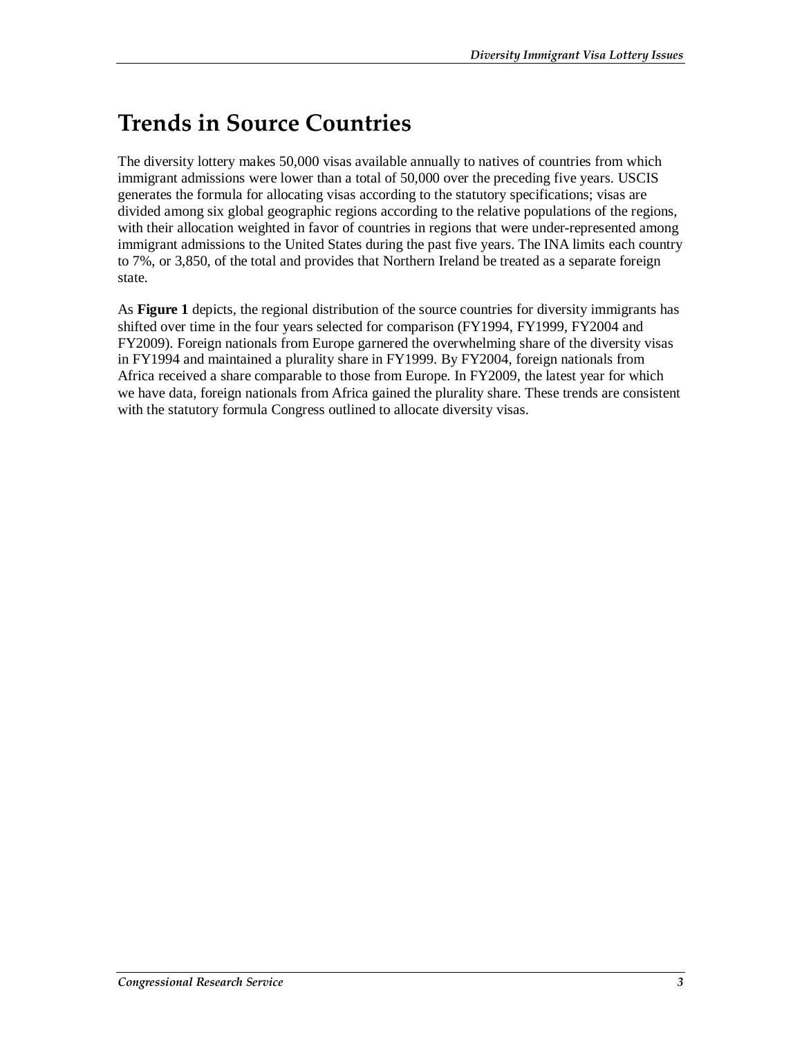## Trends in Source Countries

The diversity lottery makes 50,000 visas available annually to natives of countries from which immigrant admissions were lower than a total of 50,000 over the preceding five years. USCIS generates the formula for allocating visas according to the statutory specifications; visas are divided among six global geographic regions according to the relative populations of the regions, with their allocation weighted in favor of countries in regions that were under-represented among immigrant admissions to the United States during the past five years. The INA limits each country to 7%, or 3,850, of the total and provides that Northern Ireland be treated as a separate foreign state.

As **Figure 1** depicts, the regional distribution of the source countries for diversity immigrants has shifted over time in the four years selected for comparison (FY1994, FY1999, FY2004 and FY2009). Foreign nationals from Europe garnered the overwhelming share of the diversity visas in FY1994 and maintained a plurality share in FY1999. By FY2004, foreign nationals from Africa received a share comparable to those from Europe. In FY2009, the latest year for which we have data, foreign nationals from Africa gained the plurality share. These trends are consistent with the statutory formula Congress outlined to allocate diversity visas.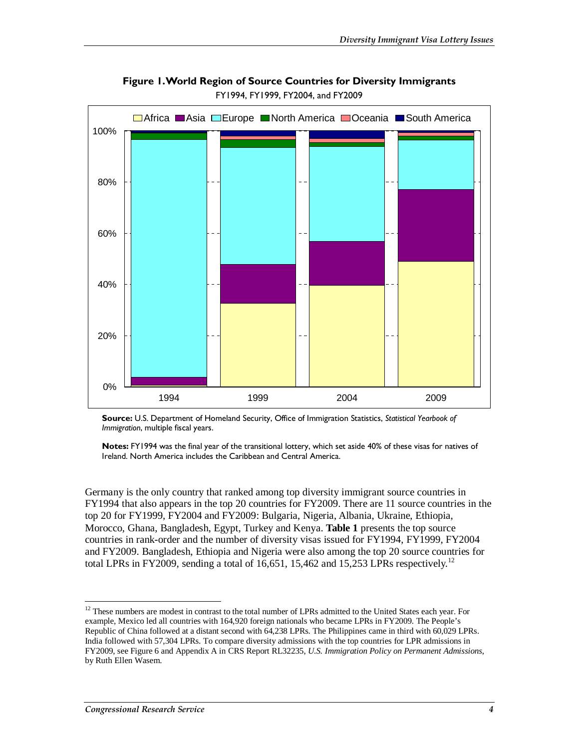**Figure 1. World Region of Source Countries for Diversity Immigrants**

FY1994, FY1999, FY2004, and FY2009

**Source:** U.S. Department of Homeland Security, Office of Immigration Statistics, *Statistical Yearbook of Immigration*, multiple fiscal years.

**Notes:** FY1994 was the final year of the transitional lottery, which set aside 40% of these visas for natives of Ireland. North America includes the Caribbean and Central America.

Germany is the only country that ranked among top diversity immigrant source countries in FY1994 that also appears in the top 20 countries for FY2009. There are 11 source countries in the top 20 for FY1999, FY2004 and FY2009: Bulgaria, Nigeria, Albania, Ukraine, Ethiopia, Morocco, Ghana, Bangladesh, Egypt, Turkey and Kenya. **Table 1** presents the top source countries in rank-order and the number of diversity visas issued for FY1994, FY1999, FY2004 and FY2009. Bangladesh, Ethiopia and Nigeria were also among the top 20 source countries for total LPRs in FY2009, sending a total of 16,651, 15,462 and 15,253 LPRs respectively.[12]

[12] These numbers are modest in contrast to the total number of LPRs admitted to the United States each year. For example, Mexico led all countries with 164,920 foreign nationals who became LPRs in FY2009. The People's Republic of China followed at a distant second with 64,238 LPRs. The Philippines came in third with 60,029 LPRs. India followed with 57,304 LPRs. To compare diversity admissions with the top countries for LPR admissions in FY2009, see Figure 6 and Appendix A in CRS Report RL32235, *U.S. Immigration Policy on Permanent Admissions*, by Ruth Ellen Wasem.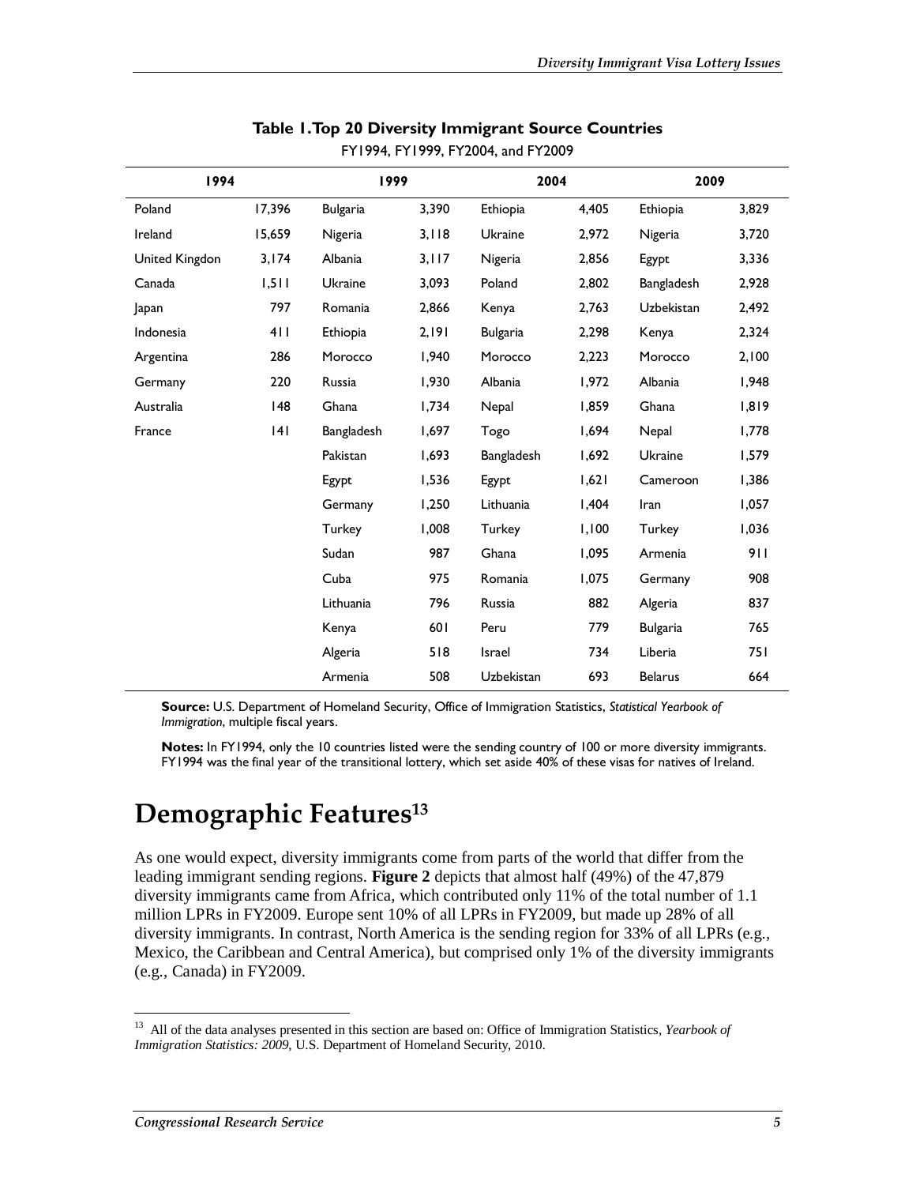**Table 1. Top 20 Diversity Immigrant Source Countries**

FY1994, FY1999, FY2004, and FY2009

| 1994 | | 1999 | | 2004 | | 2009 | |
|---|---|---|---|---|---|---|---|
| Poland | 17,396 | Bulgaria | 3,390 | Ethiopia | 4,405 | Ethiopia | 3,829 |
| Ireland | 15,659 | Nigeria | 3,118 | Ukraine | 2,972 | Nigeria | 3,720 |
| United Kingdon | 3,174 | Albania | 3,117 | Nigeria | 2,856 | Egypt | 3,336 |
| Canada | 1,511 | Ukraine | 3,093 | Poland | 2,802 | Bangladesh | 2,928 |
| Japan | 797 | Romania | 2,866 | Kenya | 2,763 | Uzbekistan | 2,492 |
| Indonesia | 411 | Ethiopia | 2,191 | Bulgaria | 2,298 | Kenya | 2,324 |
| Argentina | 286 | Morocco | 1,940 | Morocco | 2,223 | Morocco | 2,100 |
| Germany | 220 | Russia | 1,930 | Albania | 1,972 | Albania | 1,948 |
| Australia | 148 | Ghana | 1,734 | Nepal | 1,859 | Ghana | 1,819 |
| France | 141 | Bangladesh | 1,697 | Togo | 1,694 | Nepal | 1,778 |
| | | Pakistan | 1,693 | Bangladesh | 1,692 | Ukraine | 1,579 |
| | | Egypt | 1,536 | Egypt | 1,621 | Cameroon | 1,386 |
| | | Germany | 1,250 | Lithuania | 1,404 | Iran | 1,057 |
| | | Turkey | 1,008 | Turkey | 1,100 | Turkey | 1,036 |
| | | Sudan | 987 | Ghana | 1,095 | Armenia | 911 |
| | | Cuba | 975 | Romania | 1,075 | Germany | 908 |
| | | Lithuania | 796 | Russia | 882 | Algeria | 837 |
| | | Kenya | 601 | Peru | 779 | Bulgaria | 765 |
| | | Algeria | 518 | Israel | 734 | Liberia | 751 |
| | | Armenia | 508 | Uzbekistan | 693 | Belarus | 664 |

**Source:** U.S. Department of Homeland Security, Office of Immigration Statistics, *Statistical Yearbook of Immigration*, multiple fiscal years.

**Notes:** In FY1994, only the 10 countries listed were the sending country of 100 or more diversity immigrants. FY1994 was the final year of the transitional lottery, which set aside 40% of these visas for natives of Ireland.

# Demographic Features[13]

As one would expect, diversity immigrants come from parts of the world that differ from the leading immigrant sending regions. **Figure 2** depicts that almost half (49%) of the 47,879 diversity immigrants came from Africa, which contributed only 11% of the total number of 1.1 million LPRs in FY2009. Europe sent 10% of all LPRs in FY2009, but made up 28% of all diversity immigrants. In contrast, North America is the sending region for 33% of all LPRs (e.g., Mexico, the Caribbean and Central America), but comprised only 1% of the diversity immigrants (e.g., Canada) in FY2009.

[13] All of the data analyses presented in this section are based on: Office of Immigration Statistics, *Yearbook of Immigration Statistics: 2009*, U.S. Department of Homeland Security, 2010.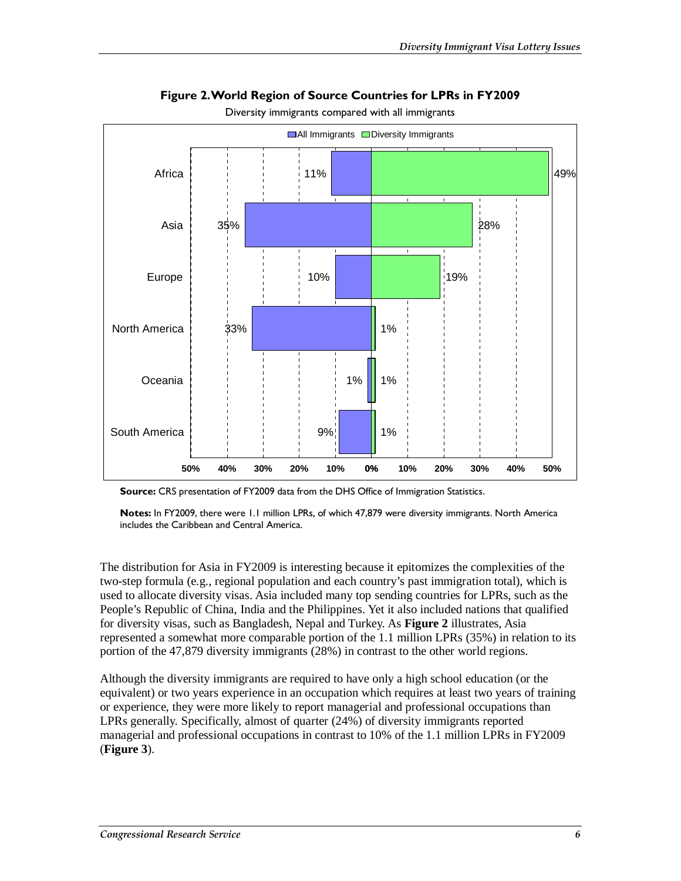**Figure 2. World Region of Source Countries for LPRs in FY2009**

Diversity immigrants compared with all immigrants

| Region | All Immigrants | Diversity Immigrants |
| --- | --- | --- |
| Africa | 11% | 49% |
| Asia | 35% | 28% |
| Europe | 10% | 19% |
| North America | 33% | 1% |
| Oceania | 1% | 1% |
| South America | 9% | 1% |

**Source:** CRS presentation of FY2009 data from the DHS Office of Immigration Statistics.

**Notes:** In FY2009, there were 1.1 million LPRs, of which 47,879 were diversity immigrants. North America includes the Caribbean and Central America.

The distribution for Asia in FY2009 is interesting because it epitomizes the complexities of the two-step formula (e.g., regional population and each country's past immigration total), which is used to allocate diversity visas. Asia included many top sending countries for LPRs, such as the People's Republic of China, India and the Philippines. Yet it also included nations that qualified for diversity visas, such as Bangladesh, Nepal and Turkey. As **Figure 2** illustrates, Asia represented a somewhat more comparable portion of the 1.1 million LPRs (35%) in relation to its portion of the 47,879 diversity immigrants (28%) in contrast to the other world regions.

Although the diversity immigrants are required to have only a high school education (or the equivalent) or two years experience in an occupation which requires at least two years of training or experience, they were more likely to report managerial and professional occupations than LPRs generally. Specifically, almost of quarter (24%) of diversity immigrants reported managerial and professional occupations in contrast to 10% of the 1.1 million LPRs in FY2009 (**Figure 3**).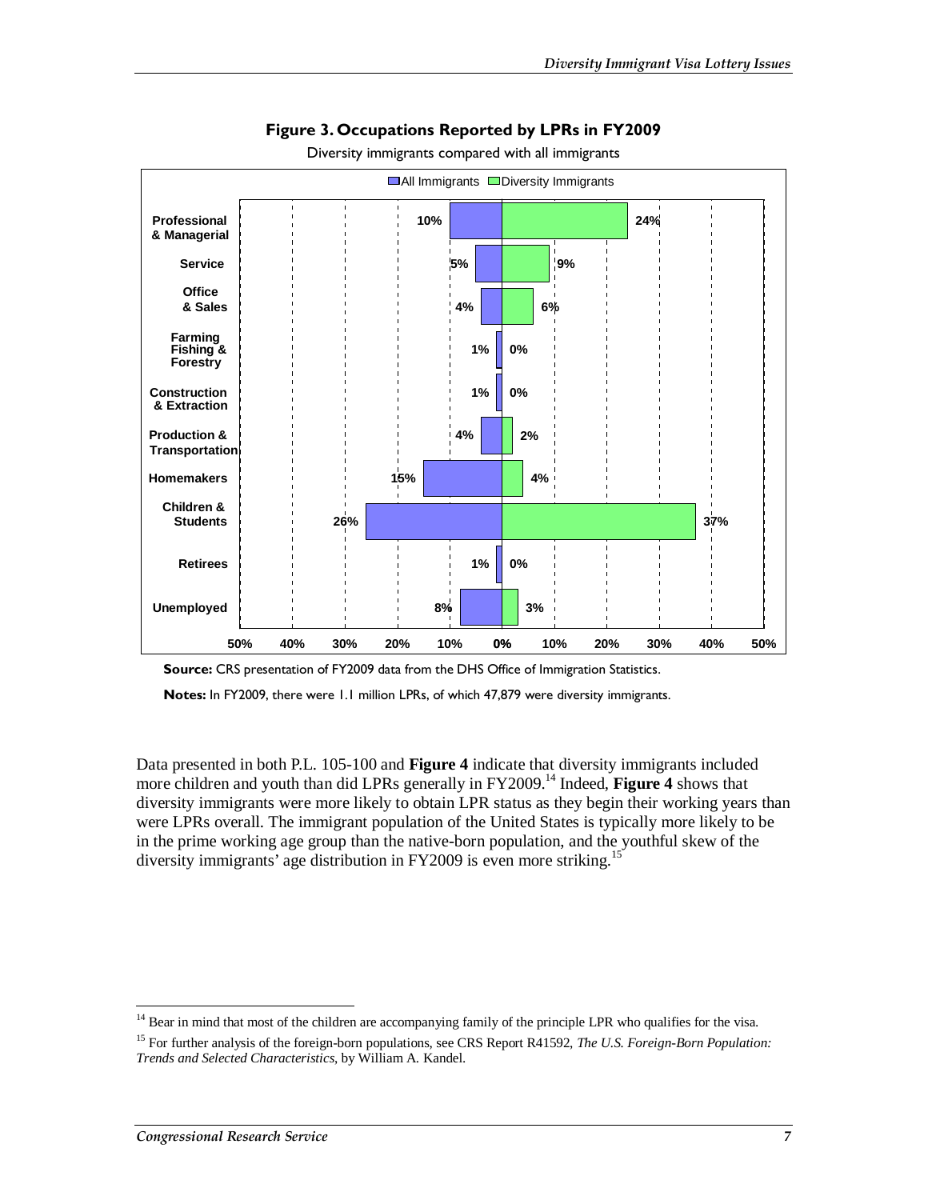**Figure 3. Occupations Reported by LPRs in FY2009**

Diversity immigrants compared with all immigrants

| Occupation | All Immigrants | Diversity Immigrants |
|---|---|---|
| Professional & Managerial | 10% | 24% |
| Service | 5% | 9% |
| Office & Sales | 4% | 6% |
| Farming Fishing & Forestry | 1% | 0% |
| Construction & Extraction | 1% | 0% |
| Production & Transportation | 4% | 2% |
| Homemakers | 15% | 4% |
| Children & Students | 26% | 37% |
| Retirees | 1% | 0% |
| Unemployed | 8% | 3% |

**Source:** CRS presentation of FY2009 data from the DHS Office of Immigration Statistics.

**Notes:** In FY2009, there were 1.1 million LPRs, of which 47,879 were diversity immigrants.

Data presented in both P.L. 105-100 and **Figure 4** indicate that diversity immigrants included more children and youth than did LPRs generally in FY2009.[14] Indeed, **Figure 4** shows that diversity immigrants were more likely to obtain LPR status as they begin their working years than were LPRs overall. The immigrant population of the United States is typically more likely to be in the prime working age group than the native-born population, and the youthful skew of the diversity immigrants' age distribution in FY2009 is even more striking.[15]

[14] Bear in mind that most of the children are accompanying family of the principle LPR who qualifies for the visa.

[15] For further analysis of the foreign-born populations, see CRS Report R41592, *The U.S. Foreign-Born Population: Trends and Selected Characteristics*, by William A. Kandel.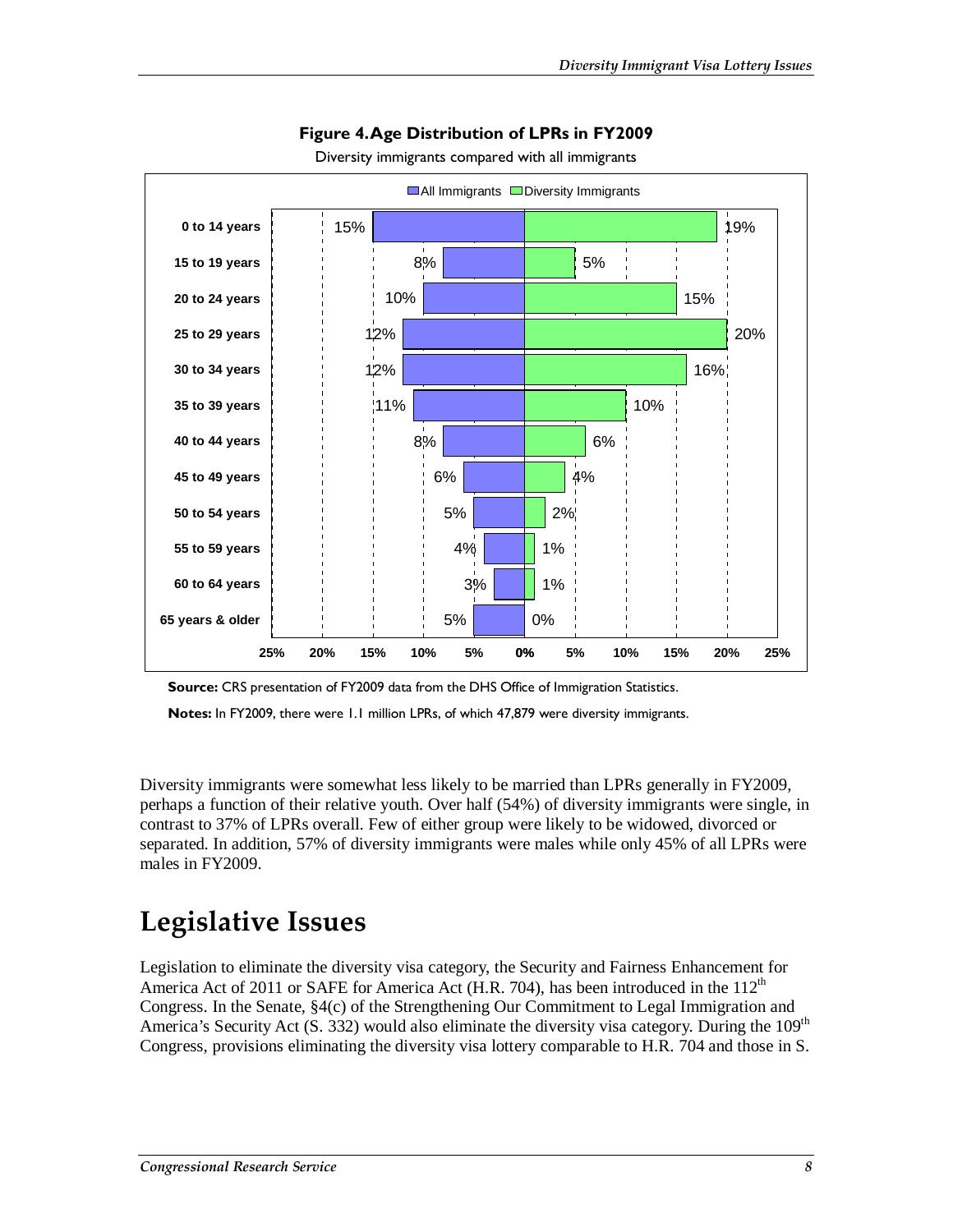**Figure 4. Age Distribution of LPRs in FY2009**

Diversity immigrants compared with all immigrants

| Age | All Immigrants | Diversity Immigrants |
| --- | --- | --- |
| 0 to 14 years | 15% | 19% |
| 15 to 19 years | 8% | 5% |
| 20 to 24 years | 10% | 15% |
| 25 to 29 years | 12% | 20% |
| 30 to 34 years | 12% | 16% |
| 35 to 39 years | 11% | 10% |
| 40 to 44 years | 8% | 6% |
| 45 to 49 years | 6% | 4% |
| 50 to 54 years | 5% | 2% |
| 55 to 59 years | 4% | 1% |
| 60 to 64 years | 3% | 1% |
| 65 years & older | 5% | 0% |

**Source:** CRS presentation of FY2009 data from the DHS Office of Immigration Statistics.

**Notes:** In FY2009, there were 1.1 million LPRs, of which 47,879 were diversity immigrants.

Diversity immigrants were somewhat less likely to be married than LPRs generally in FY2009, perhaps a function of their relative youth. Over half (54%) of diversity immigrants were single, in contrast to 37% of LPRs overall. Few of either group were likely to be widowed, divorced or separated. In addition, 57% of diversity immigrants were males while only 45% of all LPRs were males in FY2009.

# Legislative Issues

Legislation to eliminate the diversity visa category, the Security and Fairness Enhancement for America Act of 2011 or SAFE for America Act (H.R. 704), has been introduced in the 112th Congress. In the Senate, §4(c) of the Strengthening Our Commitment to Legal Immigration and America's Security Act (S. 332) would also eliminate the diversity visa category. During the 109th Congress, provisions eliminating the diversity visa lottery comparable to H.R. 704 and those in S.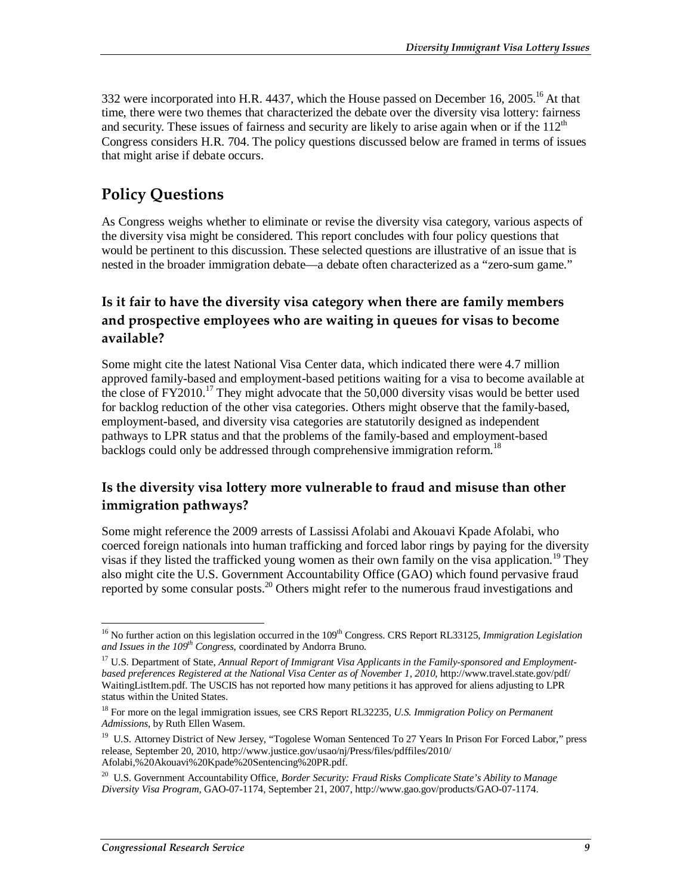332 were incorporated into H.R. 4437, which the House passed on December 16, 2005.[16] At that time, there were two themes that characterized the debate over the diversity visa lottery: fairness and security. These issues of fairness and security are likely to arise again when or if the 112th Congress considers H.R. 704. The policy questions discussed below are framed in terms of issues that might arise if debate occurs.

## Policy Questions

As Congress weighs whether to eliminate or revise the diversity visa category, various aspects of the diversity visa might be considered. This report concludes with four policy questions that would be pertinent to this discussion. These selected questions are illustrative of an issue that is nested in the broader immigration debate—a debate often characterized as a "zero-sum game."

### Is it fair to have the diversity visa category when there are family members and prospective employees who are waiting in queues for visas to become available?

Some might cite the latest National Visa Center data, which indicated there were 4.7 million approved family-based and employment-based petitions waiting for a visa to become available at the close of FY2010.[17] They might advocate that the 50,000 diversity visas would be better used for backlog reduction of the other visa categories. Others might observe that the family-based, employment-based, and diversity visa categories are statutorily designed as independent pathways to LPR status and that the problems of the family-based and employment-based backlogs could only be addressed through comprehensive immigration reform.[18]

### Is the diversity visa lottery more vulnerable to fraud and misuse than other immigration pathways?

Some might reference the 2009 arrests of Lassissi Afolabi and Akouavi Kpade Afolabi, who coerced foreign nationals into human trafficking and forced labor rings by paying for the diversity visas if they listed the trafficked young women as their own family on the visa application.[19] They also might cite the U.S. Government Accountability Office (GAO) which found pervasive fraud reported by some consular posts.[20] Others might refer to the numerous fraud investigations and

---

[16] No further action on this legislation occurred in the 109th Congress. CRS Report RL33125, *Immigration Legislation and Issues in the 109th Congress*, coordinated by Andorra Bruno.

[17] U.S. Department of State, *Annual Report of Immigrant Visa Applicants in the Family-sponsored and Employment-based preferences Registered at the National Visa Center as of November 1, 2010*, http://www.travel.state.gov/pdf/WaitingListItem.pdf. The USCIS has not reported how many petitions it has approved for aliens adjusting to LPR status within the United States.

[18] For more on the legal immigration issues, see CRS Report RL32235, *U.S. Immigration Policy on Permanent Admissions*, by Ruth Ellen Wasem.

[19] U.S. Attorney District of New Jersey, "Togolese Woman Sentenced To 27 Years In Prison For Forced Labor," press release, September 20, 2010, http://www.justice.gov/usao/nj/Press/files/pdffiles/2010/Afolabi,%20Akouavi%20Kpade%20Sentencing%20PR.pdf.

[20] U.S. Government Accountability Office, *Border Security: Fraud Risks Complicate State's Ability to Manage Diversity Visa Program*, GAO-07-1174, September 21, 2007, http://www.gao.gov/products/GAO-07-1174.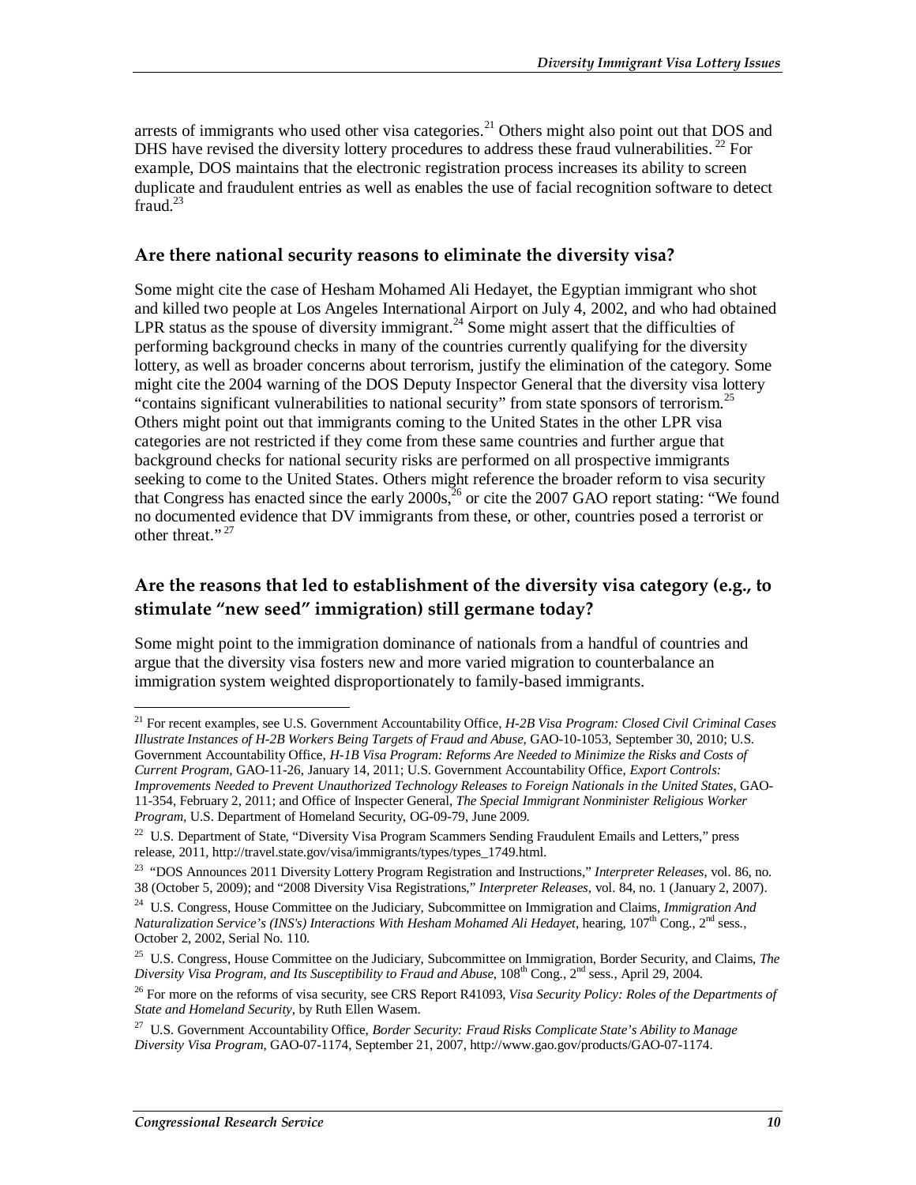arrests of immigrants who used other visa categories.[21] Others might also point out that DOS and DHS have revised the diversity lottery procedures to address these fraud vulnerabilities.[22] For example, DOS maintains that the electronic registration process increases its ability to screen duplicate and fraudulent entries as well as enables the use of facial recognition software to detect fraud.[23]

### Are there national security reasons to eliminate the diversity visa?

Some might cite the case of Hesham Mohamed Ali Hedayet, the Egyptian immigrant who shot and killed two people at Los Angeles International Airport on July 4, 2002, and who had obtained LPR status as the spouse of diversity immigrant.[24] Some might assert that the difficulties of performing background checks in many of the countries currently qualifying for the diversity lottery, as well as broader concerns about terrorism, justify the elimination of the category. Some might cite the 2004 warning of the DOS Deputy Inspector General that the diversity visa lottery "contains significant vulnerabilities to national security" from state sponsors of terrorism.[25] Others might point out that immigrants coming to the United States in the other LPR visa categories are not restricted if they come from these same countries and further argue that background checks for national security risks are performed on all prospective immigrants seeking to come to the United States. Others might reference the broader reform to visa security that Congress has enacted since the early 2000s,[26] or cite the 2007 GAO report stating: "We found no documented evidence that DV immigrants from these, or other, countries posed a terrorist or other threat."[27]

### Are the reasons that led to establishment of the diversity visa category (e.g., to stimulate "new seed" immigration) still germane today?

Some might point to the immigration dominance of nationals from a handful of countries and argue that the diversity visa fosters new and more varied migration to counterbalance an immigration system weighted disproportionately to family-based immigrants.

---

[21] For recent examples, see U.S. Government Accountability Office, *H-2B Visa Program: Closed Civil Criminal Cases Illustrate Instances of H-2B Workers Being Targets of Fraud and Abuse*, GAO-10-1053, September 30, 2010; U.S. Government Accountability Office, *H-1B Visa Program: Reforms Are Needed to Minimize the Risks and Costs of Current Program*, GAO-11-26, January 14, 2011; U.S. Government Accountability Office, *Export Controls: Improvements Needed to Prevent Unauthorized Technology Releases to Foreign Nationals in the United States*, GAO-11-354, February 2, 2011; and Office of Inspecter General, *The Special Immigrant Nonminister Religious Worker Program*, U.S. Department of Homeland Security, OG-09-79, June 2009.

[22] U.S. Department of State, "Diversity Visa Program Scammers Sending Fraudulent Emails and Letters," press release, 2011, http://travel.state.gov/visa/immigrants/types/types_1749.html.

[23] "DOS Announces 2011 Diversity Lottery Program Registration and Instructions," *Interpreter Releases*, vol. 86, no. 38 (October 5, 2009); and "2008 Diversity Visa Registrations," *Interpreter Releases*, vol. 84, no. 1 (January 2, 2007).

[24] U.S. Congress, House Committee on the Judiciary, Subcommittee on Immigration and Claims, *Immigration And Naturalization Service's (INS's) Interactions With Hesham Mohamed Ali Hedayet*, hearing, 107th Cong., 2nd sess., October 2, 2002, Serial No. 110.

[25] U.S. Congress, House Committee on the Judiciary, Subcommittee on Immigration, Border Security, and Claims, *The Diversity Visa Program, and Its Susceptibility to Fraud and Abuse*, 108th Cong., 2nd sess., April 29, 2004.

[26] For more on the reforms of visa security, see CRS Report R41093, *Visa Security Policy: Roles of the Departments of State and Homeland Security*, by Ruth Ellen Wasem.

[27] U.S. Government Accountability Office, *Border Security: Fraud Risks Complicate State's Ability to Manage Diversity Visa Program*, GAO-07-1174, September 21, 2007, http://www.gao.gov/products/GAO-07-1174.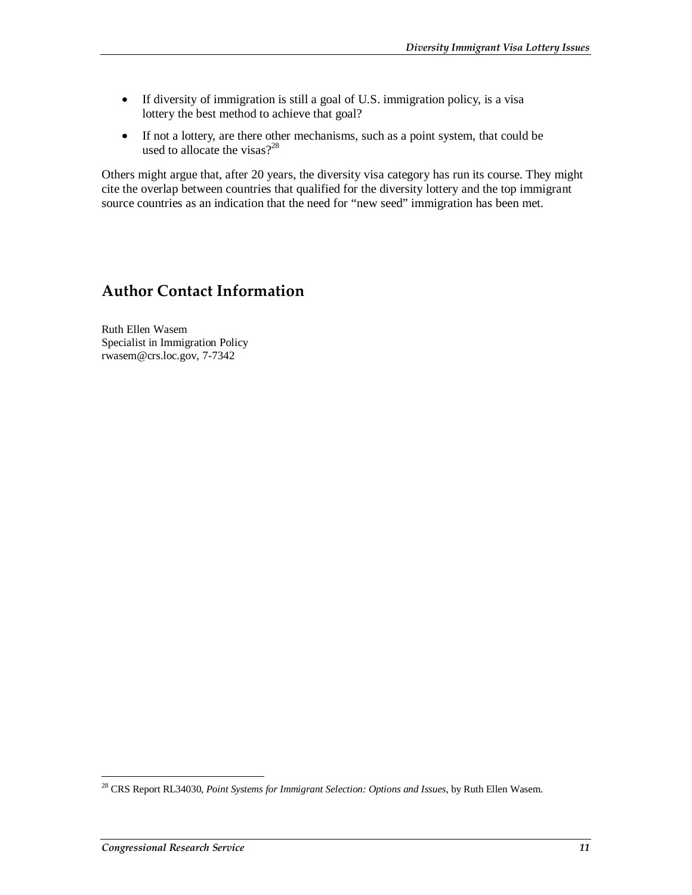- If diversity of immigration is still a goal of U.S. immigration policy, is a visa lottery the best method to achieve that goal?
- If not a lottery, are there other mechanisms, such as a point system, that could be used to allocate the visas?[28]

Others might argue that, after 20 years, the diversity visa category has run its course. They might cite the overlap between countries that qualified for the diversity lottery and the top immigrant source countries as an indication that the need for "new seed" immigration has been met.

## Author Contact Information

Ruth Ellen Wasem
Specialist in Immigration Policy
rwasem@crs.loc.gov, 7-7342

[28] CRS Report RL34030, *Point Systems for Immigrant Selection: Options and Issues*, by Ruth Ellen Wasem.